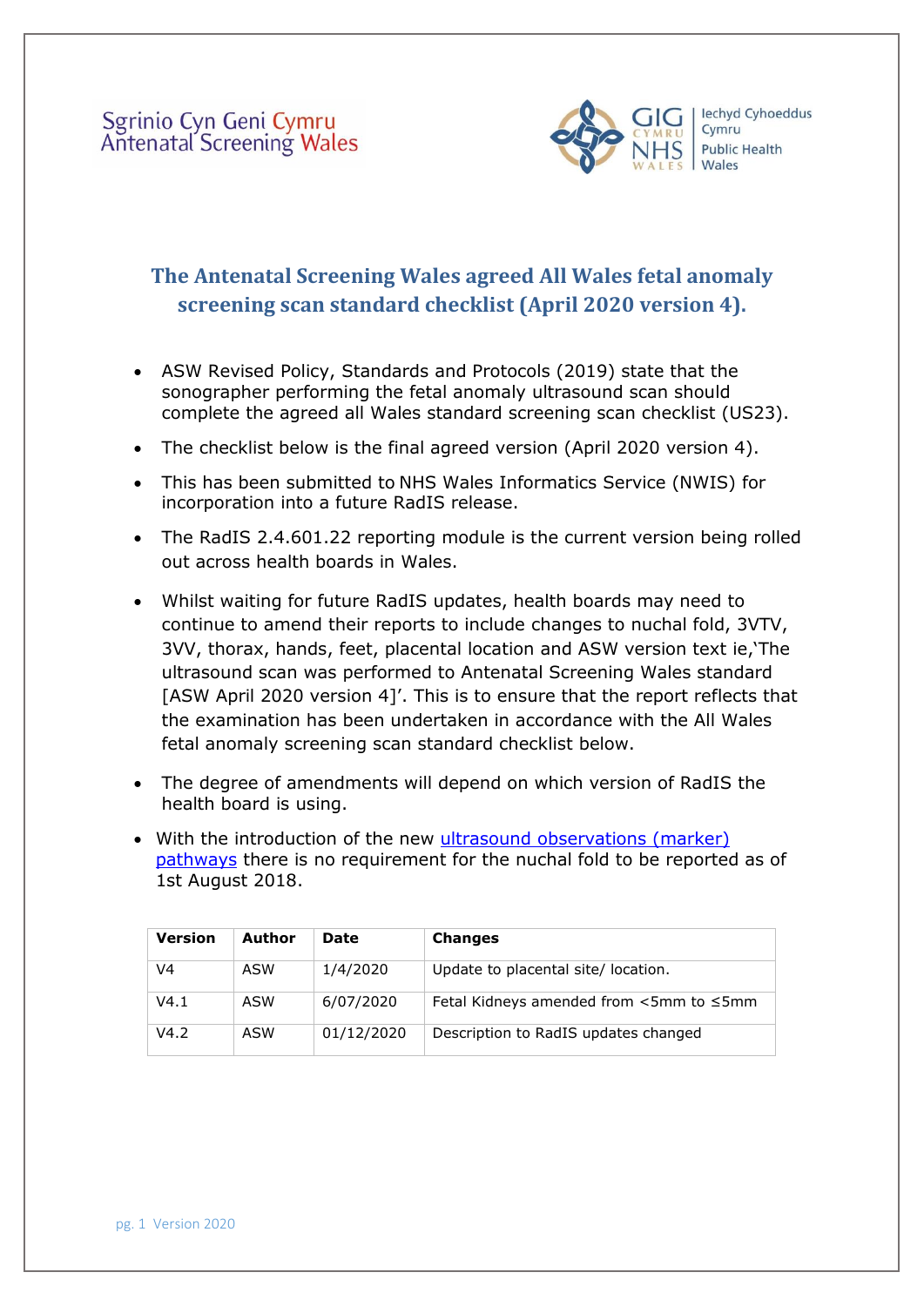Sgrinio Cyn Geni Cymru
Antenatal Screening Wales

GIG CYMRU NHS WALES | Iechyd Cyhoeddus Cymru Public Health Wales

# The Antenatal Screening Wales agreed All Wales fetal anomaly screening scan standard checklist (April 2020 version 4).

- ASW Revised Policy, Standards and Protocols (2019) state that the sonographer performing the fetal anomaly ultrasound scan should complete the agreed all Wales standard screening scan checklist (US23).
- The checklist below is the final agreed version (April 2020 version 4).
- This has been submitted to NHS Wales Informatics Service (NWIS) for incorporation into a future RadIS release.
- The RadIS 2.4.601.22 reporting module is the current version being rolled out across health boards in Wales.
- Whilst waiting for future RadIS updates, health boards may need to continue to amend their reports to include changes to nuchal fold, 3VTV, 3VV, thorax, hands, feet, placental location and ASW version text ie,'The ultrasound scan was performed to Antenatal Screening Wales standard [ASW April 2020 version 4]'. This is to ensure that the report reflects that the examination has been undertaken in accordance with the All Wales fetal anomaly screening scan standard checklist below.
- The degree of amendments will depend on which version of RadIS the health board is using.
- With the introduction of the new ultrasound observations (marker) pathways there is no requirement for the nuchal fold to be reported as of 1st August 2018.

| Version | Author | Date | Changes |
|---|---|---|---|
| V4 | ASW | 1/4/2020 | Update to placental site/ location. |
| V4.1 | ASW | 6/07/2020 | Fetal Kidneys amended from <5mm to ≤5mm |
| V4.2 | ASW | 01/12/2020 | Description to RadIS updates changed |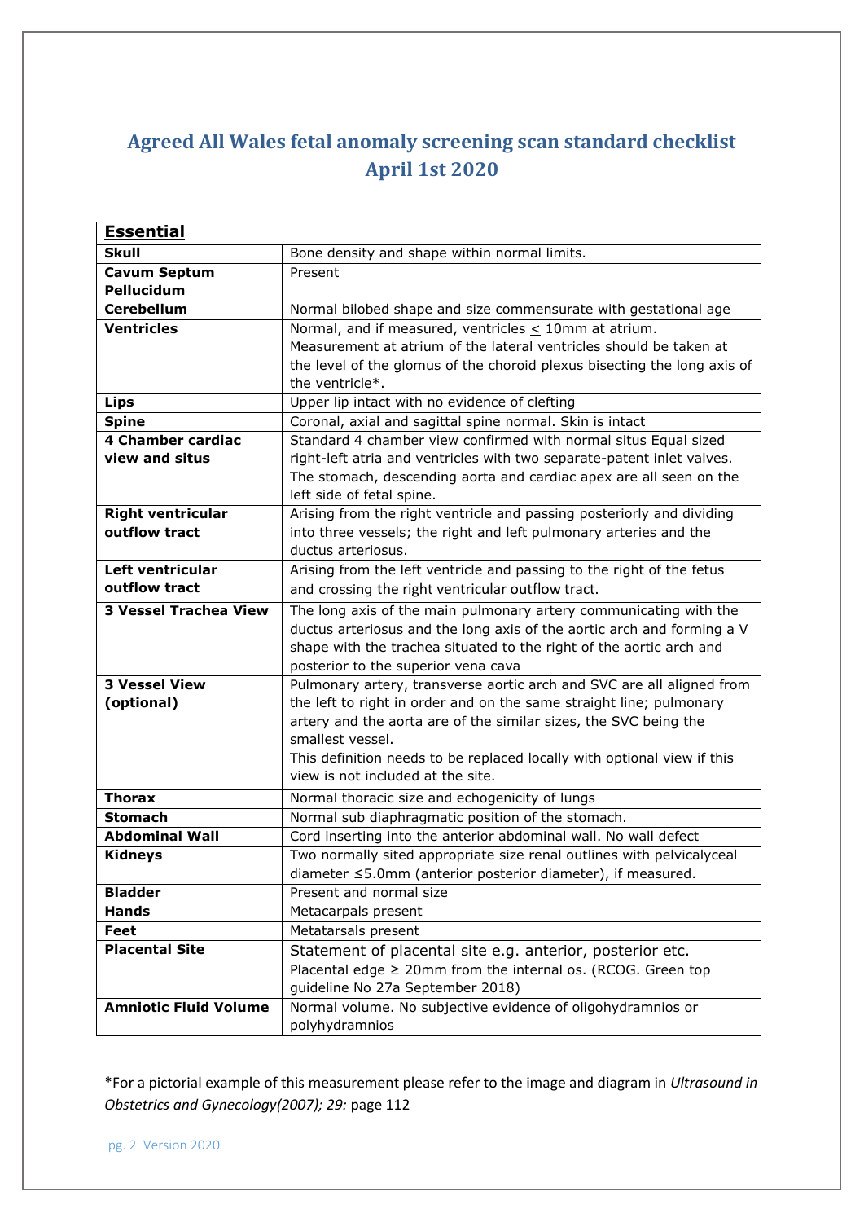# Agreed All Wales fetal anomaly screening scan standard checklist April 1st 2020

| **Essential** | |
|---|---|
| **Skull** | Bone density and shape within normal limits. |
| **Cavum Septum Pellucidum** | Present |
| **Cerebellum** | Normal bilobed shape and size commensurate with gestational age |
| **Ventricles** | Normal, and if measured, ventricles ≤ 10mm at atrium. Measurement at atrium of the lateral ventricles should be taken at the level of the glomus of the choroid plexus bisecting the long axis of the ventricle*. |
| **Lips** | Upper lip intact with no evidence of clefting |
| **Spine** | Coronal, axial and sagittal spine normal. Skin is intact |
| **4 Chamber cardiac view and situs** | Standard 4 chamber view confirmed with normal situs Equal sized right-left atria and ventricles with two separate-patent inlet valves. The stomach, descending aorta and cardiac apex are all seen on the left side of fetal spine. |
| **Right ventricular outflow tract** | Arising from the right ventricle and passing posteriorly and dividing into three vessels; the right and left pulmonary arteries and the ductus arteriosus. |
| **Left ventricular outflow tract** | Arising from the left ventricle and passing to the right of the fetus and crossing the right ventricular outflow tract. |
| **3 Vessel Trachea View** | The long axis of the main pulmonary artery communicating with the ductus arteriosus and the long axis of the aortic arch and forming a V shape with the trachea situated to the right of the aortic arch and posterior to the superior vena cava |
| **3 Vessel View (optional)** | Pulmonary artery, transverse aortic arch and SVC are all aligned from the left to right in order and on the same straight line; pulmonary artery and the aorta are of the similar sizes, the SVC being the smallest vessel.<br>This definition needs to be replaced locally with optional view if this view is not included at the site. |
| **Thorax** | Normal thoracic size and echogenicity of lungs |
| **Stomach** | Normal sub diaphragmatic position of the stomach. |
| **Abdominal Wall** | Cord inserting into the anterior abdominal wall. No wall defect |
| **Kidneys** | Two normally sited appropriate size renal outlines with pelvicalyceal diameter ≤5.0mm (anterior posterior diameter), if measured. |
| **Bladder** | Present and normal size |
| **Hands** | Metacarpals present |
| **Feet** | Metatarsals present |
| **Placental Site** | Statement of placental site e.g. anterior, posterior etc. Placental edge ≥ 20mm from the internal os. (RCOG. Green top guideline No 27a September 2018) |
| **Amniotic Fluid Volume** | Normal volume. No subjective evidence of oligohydramnios or polyhydramnios |

*For a pictorial example of this measurement please refer to the image and diagram in *Ultrasound in Obstetrics and Gynecology(2007); 29:* page 112